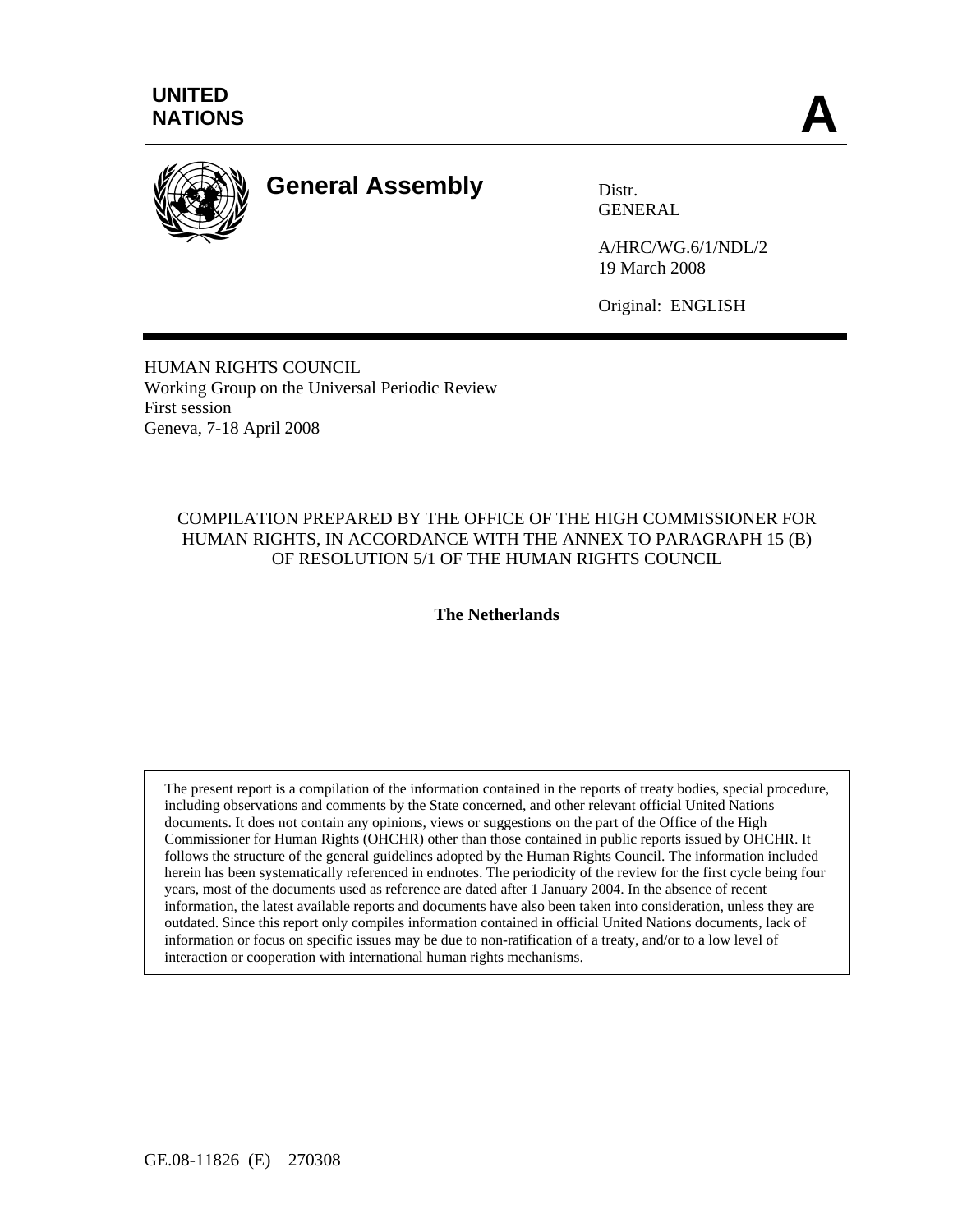UNITED NATIONS

A

# General Assembly

Distr.
GENERAL

A/HRC/WG.6/1/NDL/2
19 March 2008

Original: ENGLISH

HUMAN RIGHTS COUNCIL
Working Group on the Universal Periodic Review
First session
Geneva, 7-18 April 2008

COMPILATION PREPARED BY THE OFFICE OF THE HIGH COMMISSIONER FOR HUMAN RIGHTS, IN ACCORDANCE WITH THE ANNEX TO PARAGRAPH 15 (B) OF RESOLUTION 5/1 OF THE HUMAN RIGHTS COUNCIL

**The Netherlands**

The present report is a compilation of the information contained in the reports of treaty bodies, special procedure, including observations and comments by the State concerned, and other relevant official United Nations documents. It does not contain any opinions, views or suggestions on the part of the Office of the High Commissioner for Human Rights (OHCHR) other than those contained in public reports issued by OHCHR. It follows the structure of the general guidelines adopted by the Human Rights Council. The information included herein has been systematically referenced in endnotes. The periodicity of the review for the first cycle being four years, most of the documents used as reference are dated after 1 January 2004. In the absence of recent information, the latest available reports and documents have also been taken into consideration, unless they are outdated. Since this report only compiles information contained in official United Nations documents, lack of information or focus on specific issues may be due to non-ratification of a treaty, and/or to a low level of interaction or cooperation with international human rights mechanisms.

GE.08-11826 (E) 270308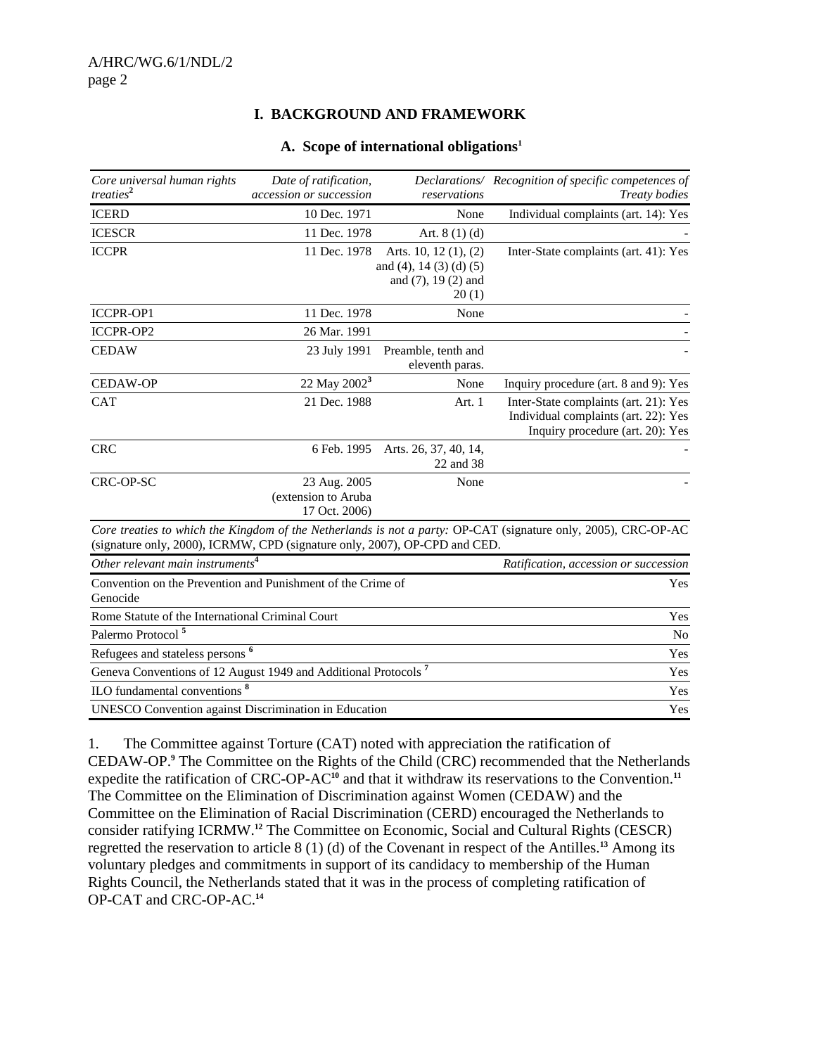## I. BACKGROUND AND FRAMEWORK

### A. Scope of international obligations[1]

| *Core universal human rights treaties*[2] | *Date of ratification, accession or succession* | *Declarations/ reservations* | *Recognition of specific competences of Treaty bodies* |
|---|---|---|---|
| ICERD | 10 Dec. 1971 | None | Individual complaints (art. 14): Yes |
| ICESCR | 11 Dec. 1978 | Art. 8 (1) (d) | - |
| ICCPR | 11 Dec. 1978 | Arts. 10, 12 (1), (2) and (4), 14 (3) (d) (5) and (7), 19 (2) and 20 (1) | Inter-State complaints (art. 41): Yes |
| ICCPR-OP1 | 11 Dec. 1978 | None | - |
| ICCPR-OP2 | 26 Mar. 1991 | | - |
| CEDAW | 23 July 1991 | Preamble, tenth and eleventh paras. | - |
| CEDAW-OP | 22 May 2002[3] | None | Inquiry procedure (art. 8 and 9): Yes |
| CAT | 21 Dec. 1988 | Art. 1 | Inter-State complaints (art. 21): Yes<br>Individual complaints (art. 22): Yes<br>Inquiry procedure (art. 20): Yes |
| CRC | 6 Feb. 1995 | Arts. 26, 37, 40, 14, 22 and 38 | - |
| CRC-OP-SC | 23 Aug. 2005 (extension to Aruba 17 Oct. 2006) | None | - |

*Core treaties to which the Kingdom of the Netherlands is not a party:* OP-CAT (signature only, 2005), CRC-OP-AC (signature only, 2000), ICRMW, CPD (signature only, 2007), OP-CPD and CED.

| *Other relevant main instruments*[4] | *Ratification, accession or succession* |
|---|---|
| Convention on the Prevention and Punishment of the Crime of Genocide | Yes |
| Rome Statute of the International Criminal Court | Yes |
| Palermo Protocol [5] | No |
| Refugees and stateless persons [6] | Yes |
| Geneva Conventions of 12 August 1949 and Additional Protocols [7] | Yes |
| ILO fundamental conventions [8] | Yes |
| UNESCO Convention against Discrimination in Education | Yes |

1. The Committee against Torture (CAT) noted with appreciation the ratification of CEDAW-OP.[9] The Committee on the Rights of the Child (CRC) recommended that the Netherlands expedite the ratification of CRC-OP-AC[10] and that it withdraw its reservations to the Convention.[11] The Committee on the Elimination of Discrimination against Women (CEDAW) and the Committee on the Elimination of Racial Discrimination (CERD) encouraged the Netherlands to consider ratifying ICRMW.[12] The Committee on Economic, Social and Cultural Rights (CESCR) regretted the reservation to article 8 (1) (d) of the Covenant in respect of the Antilles.[13] Among its voluntary pledges and commitments in support of its candidacy to membership of the Human Rights Council, the Netherlands stated that it was in the process of completing ratification of OP-CAT and CRC-OP-AC.[14]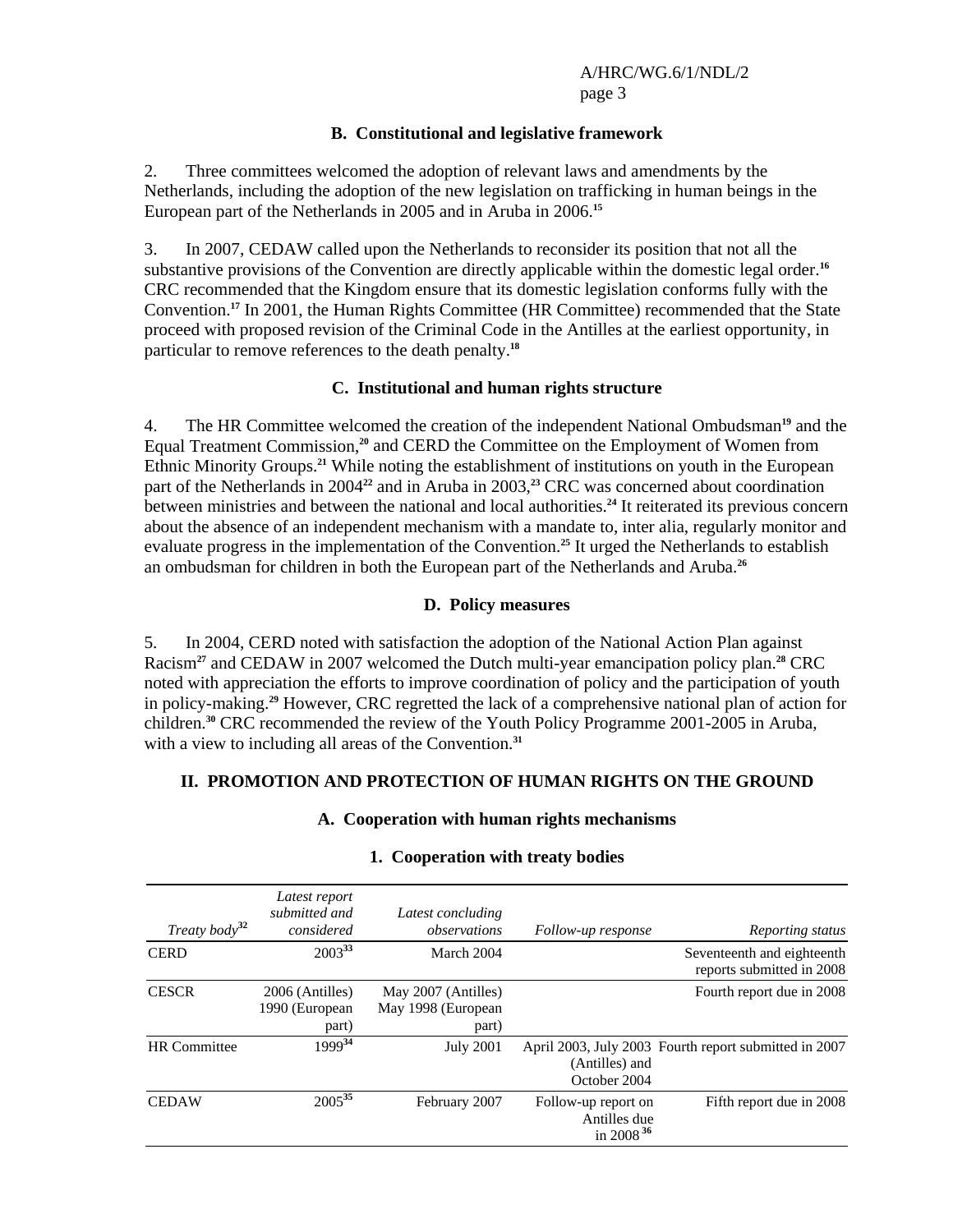### B. Constitutional and legislative framework

2. Three committees welcomed the adoption of relevant laws and amendments by the Netherlands, including the adoption of the new legislation on trafficking in human beings in the European part of the Netherlands in 2005 and in Aruba in 2006.[15]

3. In 2007, CEDAW called upon the Netherlands to reconsider its position that not all the substantive provisions of the Convention are directly applicable within the domestic legal order.[16] CRC recommended that the Kingdom ensure that its domestic legislation conforms fully with the Convention.[17] In 2001, the Human Rights Committee (HR Committee) recommended that the State proceed with proposed revision of the Criminal Code in the Antilles at the earliest opportunity, in particular to remove references to the death penalty.[18]

### C. Institutional and human rights structure

4. The HR Committee welcomed the creation of the independent National Ombudsman[19] and the Equal Treatment Commission,[20] and CERD the Committee on the Employment of Women from Ethnic Minority Groups.[21] While noting the establishment of institutions on youth in the European part of the Netherlands in 2004[22] and in Aruba in 2003,[23] CRC was concerned about coordination between ministries and between the national and local authorities.[24] It reiterated its previous concern about the absence of an independent mechanism with a mandate to, inter alia, regularly monitor and evaluate progress in the implementation of the Convention.[25] It urged the Netherlands to establish an ombudsman for children in both the European part of the Netherlands and Aruba.[26]

### D. Policy measures

5. In 2004, CERD noted with satisfaction the adoption of the National Action Plan against Racism[27] and CEDAW in 2007 welcomed the Dutch multi-year emancipation policy plan.[28] CRC noted with appreciation the efforts to improve coordination of policy and the participation of youth in policy-making.[29] However, CRC regretted the lack of a comprehensive national plan of action for children.[30] CRC recommended the review of the Youth Policy Programme 2001-2005 in Aruba, with a view to including all areas of the Convention.[31]

## II. PROMOTION AND PROTECTION OF HUMAN RIGHTS ON THE GROUND

### A. Cooperation with human rights mechanisms

#### 1. Cooperation with treaty bodies

| *Treaty body*[32] | *Latest report submitted and considered* | *Latest concluding observations* | *Follow-up response* | *Reporting status* |
|---|---|---|---|---|
| CERD | 2003[33] | March 2004 | | Seventeenth and eighteenth reports submitted in 2008 |
| CESCR | 2006 (Antilles) 1990 (European part) | May 2007 (Antilles) May 1998 (European part) | | Fourth report due in 2008 |
| HR Committee | 1999[34] | July 2001 | April 2003, July 2003 (Antilles) and October 2004 | Fourth report submitted in 2007 |
| CEDAW | 2005[35] | February 2007 | Follow-up report on Antilles due in 2008[36] | Fifth report due in 2008 |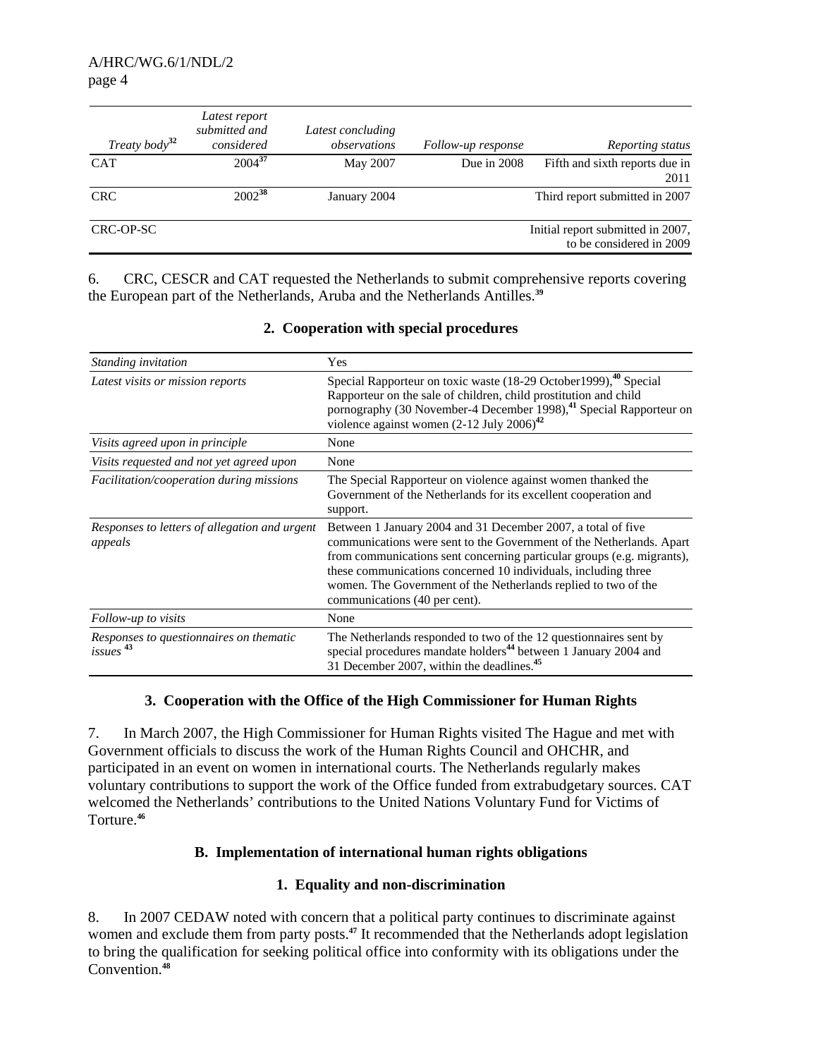| *Treaty body*[32] | *Latest report submitted and considered* | *Latest concluding observations* | *Follow-up response* | *Reporting status* |
|---|---|---|---|---|
| CAT | 2004[37] | May 2007 | Due in 2008 | Fifth and sixth reports due in 2011 |
| CRC | 2002[38] | January 2004 | | Third report submitted in 2007 |
| CRC-OP-SC | | | | Initial report submitted in 2007, to be considered in 2009 |

6. CRC, CESCR and CAT requested the Netherlands to submit comprehensive reports covering the European part of the Netherlands, Aruba and the Netherlands Antilles.[39]

### 2. Cooperation with special procedures

| | |
|---|---|
| *Standing invitation* | Yes |
| *Latest visits or mission reports* | Special Rapporteur on toxic waste (18-29 October1999),[40] Special Rapporteur on the sale of children, child prostitution and child pornography (30 November-4 December 1998),[41] Special Rapporteur on violence against women (2-12 July 2006)[42] |
| *Visits agreed upon in principle* | None |
| *Visits requested and not yet agreed upon* | None |
| *Facilitation/cooperation during missions* | The Special Rapporteur on violence against women thanked the Government of the Netherlands for its excellent cooperation and support. |
| *Responses to letters of allegation and urgent appeals* | Between 1 January 2004 and 31 December 2007, a total of five communications were sent to the Government of the Netherlands. Apart from communications sent concerning particular groups (e.g. migrants), these communications concerned 10 individuals, including three women. The Government of the Netherlands replied to two of the communications (40 per cent). |
| *Follow-up to visits* | None |
| *Responses to questionnaires on thematic issues* [43] | The Netherlands responded to two of the 12 questionnaires sent by special procedures mandate holders[44] between 1 January 2004 and 31 December 2007, within the deadlines.[45] |

### 3. Cooperation with the Office of the High Commissioner for Human Rights

7. In March 2007, the High Commissioner for Human Rights visited The Hague and met with Government officials to discuss the work of the Human Rights Council and OHCHR, and participated in an event on women in international courts. The Netherlands regularly makes voluntary contributions to support the work of the Office funded from extrabudgetary sources. CAT welcomed the Netherlands' contributions to the United Nations Voluntary Fund for Victims of Torture.[46]

## B. Implementation of international human rights obligations

### 1. Equality and non-discrimination

8. In 2007 CEDAW noted with concern that a political party continues to discriminate against women and exclude them from party posts.[47] It recommended that the Netherlands adopt legislation to bring the qualification for seeking political office into conformity with its obligations under the Convention.[48]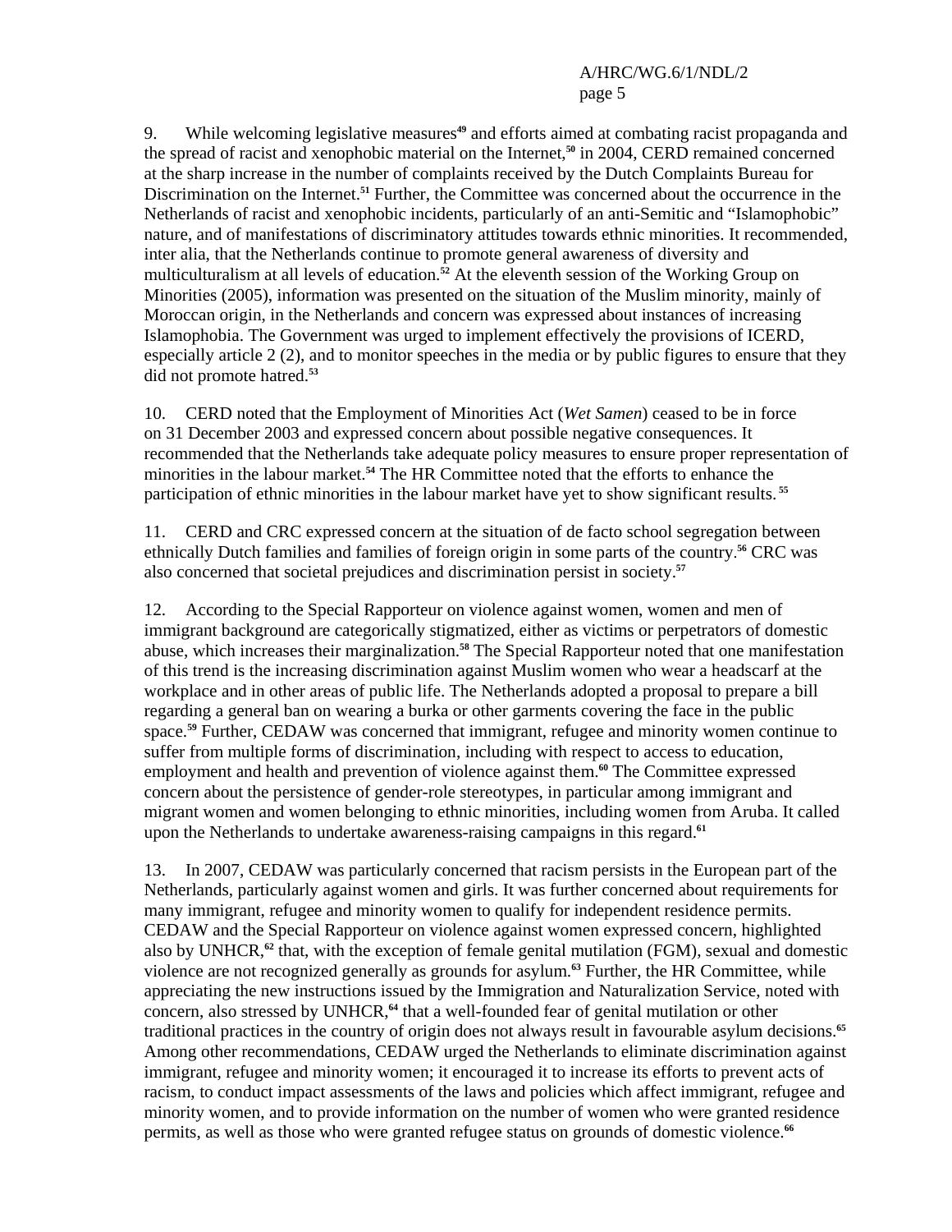9. While welcoming legislative measures[49] and efforts aimed at combating racist propaganda and the spread of racist and xenophobic material on the Internet,[50] in 2004, CERD remained concerned at the sharp increase in the number of complaints received by the Dutch Complaints Bureau for Discrimination on the Internet.[51] Further, the Committee was concerned about the occurrence in the Netherlands of racist and xenophobic incidents, particularly of an anti-Semitic and "Islamophobic" nature, and of manifestations of discriminatory attitudes towards ethnic minorities. It recommended, inter alia, that the Netherlands continue to promote general awareness of diversity and multiculturalism at all levels of education.[52] At the eleventh session of the Working Group on Minorities (2005), information was presented on the situation of the Muslim minority, mainly of Moroccan origin, in the Netherlands and concern was expressed about instances of increasing Islamophobia. The Government was urged to implement effectively the provisions of ICERD, especially article 2 (2), and to monitor speeches in the media or by public figures to ensure that they did not promote hatred.[53]

10. CERD noted that the Employment of Minorities Act (*Wet Samen*) ceased to be in force on 31 December 2003 and expressed concern about possible negative consequences. It recommended that the Netherlands take adequate policy measures to ensure proper representation of minorities in the labour market.[54] The HR Committee noted that the efforts to enhance the participation of ethnic minorities in the labour market have yet to show significant results.[55]

11. CERD and CRC expressed concern at the situation of de facto school segregation between ethnically Dutch families and families of foreign origin in some parts of the country.[56] CRC was also concerned that societal prejudices and discrimination persist in society.[57]

12. According to the Special Rapporteur on violence against women, women and men of immigrant background are categorically stigmatized, either as victims or perpetrators of domestic abuse, which increases their marginalization.[58] The Special Rapporteur noted that one manifestation of this trend is the increasing discrimination against Muslim women who wear a headscarf at the workplace and in other areas of public life. The Netherlands adopted a proposal to prepare a bill regarding a general ban on wearing a burka or other garments covering the face in the public space.[59] Further, CEDAW was concerned that immigrant, refugee and minority women continue to suffer from multiple forms of discrimination, including with respect to access to education, employment and health and prevention of violence against them.[60] The Committee expressed concern about the persistence of gender-role stereotypes, in particular among immigrant and migrant women and women belonging to ethnic minorities, including women from Aruba. It called upon the Netherlands to undertake awareness-raising campaigns in this regard.[61]

13. In 2007, CEDAW was particularly concerned that racism persists in the European part of the Netherlands, particularly against women and girls. It was further concerned about requirements for many immigrant, refugee and minority women to qualify for independent residence permits. CEDAW and the Special Rapporteur on violence against women expressed concern, highlighted also by UNHCR,[62] that, with the exception of female genital mutilation (FGM), sexual and domestic violence are not recognized generally as grounds for asylum.[63] Further, the HR Committee, while appreciating the new instructions issued by the Immigration and Naturalization Service, noted with concern, also stressed by UNHCR,[64] that a well-founded fear of genital mutilation or other traditional practices in the country of origin does not always result in favourable asylum decisions.[65] Among other recommendations, CEDAW urged the Netherlands to eliminate discrimination against immigrant, refugee and minority women; it encouraged it to increase its efforts to prevent acts of racism, to conduct impact assessments of the laws and policies which affect immigrant, refugee and minority women, and to provide information on the number of women who were granted residence permits, as well as those who were granted refugee status on grounds of domestic violence.[66]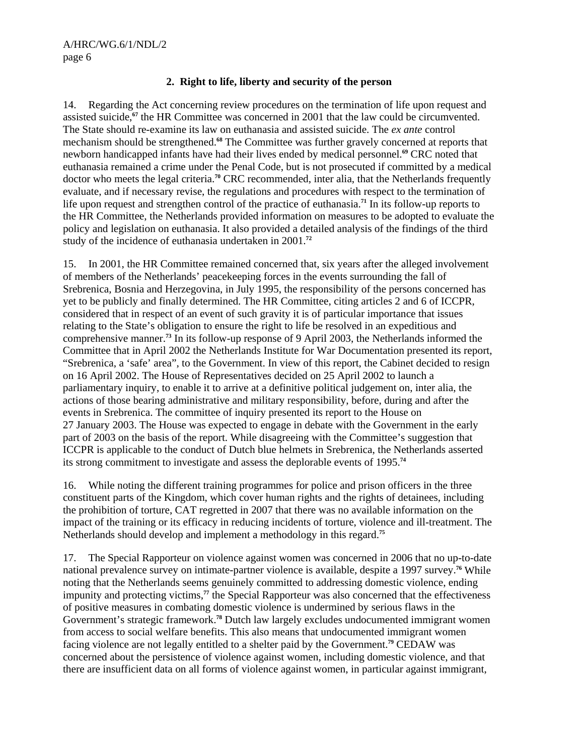## 2. Right to life, liberty and security of the person

14. Regarding the Act concerning review procedures on the termination of life upon request and assisted suicide,[67] the HR Committee was concerned in 2001 that the law could be circumvented. The State should re-examine its law on euthanasia and assisted suicide. The *ex ante* control mechanism should be strengthened.[68] The Committee was further gravely concerned at reports that newborn handicapped infants have had their lives ended by medical personnel.[69] CRC noted that euthanasia remained a crime under the Penal Code, but is not prosecuted if committed by a medical doctor who meets the legal criteria.[70] CRC recommended, inter alia, that the Netherlands frequently evaluate, and if necessary revise, the regulations and procedures with respect to the termination of life upon request and strengthen control of the practice of euthanasia.[71] In its follow-up reports to the HR Committee, the Netherlands provided information on measures to be adopted to evaluate the policy and legislation on euthanasia. It also provided a detailed analysis of the findings of the third study of the incidence of euthanasia undertaken in 2001.[72]

15. In 2001, the HR Committee remained concerned that, six years after the alleged involvement of members of the Netherlands' peacekeeping forces in the events surrounding the fall of Srebrenica, Bosnia and Herzegovina, in July 1995, the responsibility of the persons concerned has yet to be publicly and finally determined. The HR Committee, citing articles 2 and 6 of ICCPR, considered that in respect of an event of such gravity it is of particular importance that issues relating to the State's obligation to ensure the right to life be resolved in an expeditious and comprehensive manner.[73] In its follow-up response of 9 April 2003, the Netherlands informed the Committee that in April 2002 the Netherlands Institute for War Documentation presented its report, "Srebrenica, a 'safe' area", to the Government. In view of this report, the Cabinet decided to resign on 16 April 2002. The House of Representatives decided on 25 April 2002 to launch a parliamentary inquiry, to enable it to arrive at a definitive political judgement on, inter alia, the actions of those bearing administrative and military responsibility, before, during and after the events in Srebrenica. The committee of inquiry presented its report to the House on 27 January 2003. The House was expected to engage in debate with the Government in the early part of 2003 on the basis of the report. While disagreeing with the Committee's suggestion that ICCPR is applicable to the conduct of Dutch blue helmets in Srebrenica, the Netherlands asserted its strong commitment to investigate and assess the deplorable events of 1995.[74]

16. While noting the different training programmes for police and prison officers in the three constituent parts of the Kingdom, which cover human rights and the rights of detainees, including the prohibition of torture, CAT regretted in 2007 that there was no available information on the impact of the training or its efficacy in reducing incidents of torture, violence and ill-treatment. The Netherlands should develop and implement a methodology in this regard.[75]

17. The Special Rapporteur on violence against women was concerned in 2006 that no up-to-date national prevalence survey on intimate-partner violence is available, despite a 1997 survey.[76] While noting that the Netherlands seems genuinely committed to addressing domestic violence, ending impunity and protecting victims,[77] the Special Rapporteur was also concerned that the effectiveness of positive measures in combating domestic violence is undermined by serious flaws in the Government's strategic framework.[78] Dutch law largely excludes undocumented immigrant women from access to social welfare benefits. This also means that undocumented immigrant women facing violence are not legally entitled to a shelter paid by the Government.[79] CEDAW was concerned about the persistence of violence against women, including domestic violence, and that there are insufficient data on all forms of violence against women, in particular against immigrant,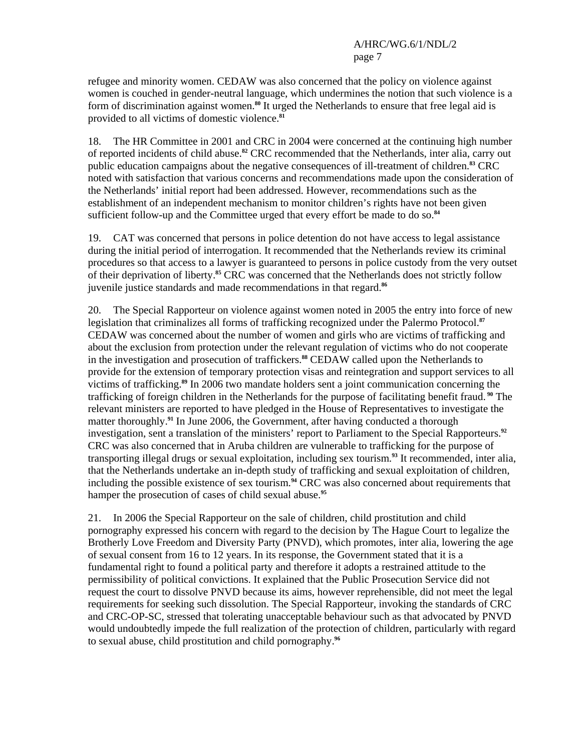refugee and minority women. CEDAW was also concerned that the policy on violence against women is couched in gender-neutral language, which undermines the notion that such violence is a form of discrimination against women.[80] It urged the Netherlands to ensure that free legal aid is provided to all victims of domestic violence.[81]

18. The HR Committee in 2001 and CRC in 2004 were concerned at the continuing high number of reported incidents of child abuse.[82] CRC recommended that the Netherlands, inter alia, carry out public education campaigns about the negative consequences of ill-treatment of children.[83] CRC noted with satisfaction that various concerns and recommendations made upon the consideration of the Netherlands' initial report had been addressed. However, recommendations such as the establishment of an independent mechanism to monitor children's rights have not been given sufficient follow-up and the Committee urged that every effort be made to do so.[84]

19. CAT was concerned that persons in police detention do not have access to legal assistance during the initial period of interrogation. It recommended that the Netherlands review its criminal procedures so that access to a lawyer is guaranteed to persons in police custody from the very outset of their deprivation of liberty.[85] CRC was concerned that the Netherlands does not strictly follow juvenile justice standards and made recommendations in that regard.[86]

20. The Special Rapporteur on violence against women noted in 2005 the entry into force of new legislation that criminalizes all forms of trafficking recognized under the Palermo Protocol.[87] CEDAW was concerned about the number of women and girls who are victims of trafficking and about the exclusion from protection under the relevant regulation of victims who do not cooperate in the investigation and prosecution of traffickers.[88] CEDAW called upon the Netherlands to provide for the extension of temporary protection visas and reintegration and support services to all victims of trafficking.[89] In 2006 two mandate holders sent a joint communication concerning the trafficking of foreign children in the Netherlands for the purpose of facilitating benefit fraud.[90] The relevant ministers are reported to have pledged in the House of Representatives to investigate the matter thoroughly.[91] In June 2006, the Government, after having conducted a thorough investigation, sent a translation of the ministers' report to Parliament to the Special Rapporteurs.[92] CRC was also concerned that in Aruba children are vulnerable to trafficking for the purpose of transporting illegal drugs or sexual exploitation, including sex tourism.[93] It recommended, inter alia, that the Netherlands undertake an in-depth study of trafficking and sexual exploitation of children, including the possible existence of sex tourism.[94] CRC was also concerned about requirements that hamper the prosecution of cases of child sexual abuse.[95]

21. In 2006 the Special Rapporteur on the sale of children, child prostitution and child pornography expressed his concern with regard to the decision by The Hague Court to legalize the Brotherly Love Freedom and Diversity Party (PNVD), which promotes, inter alia, lowering the age of sexual consent from 16 to 12 years. In its response, the Government stated that it is a fundamental right to found a political party and therefore it adopts a restrained attitude to the permissibility of political convictions. It explained that the Public Prosecution Service did not request the court to dissolve PNVD because its aims, however reprehensible, did not meet the legal requirements for seeking such dissolution. The Special Rapporteur, invoking the standards of CRC and CRC-OP-SC, stressed that tolerating unacceptable behaviour such as that advocated by PNVD would undoubtedly impede the full realization of the protection of children, particularly with regard to sexual abuse, child prostitution and child pornography.[96]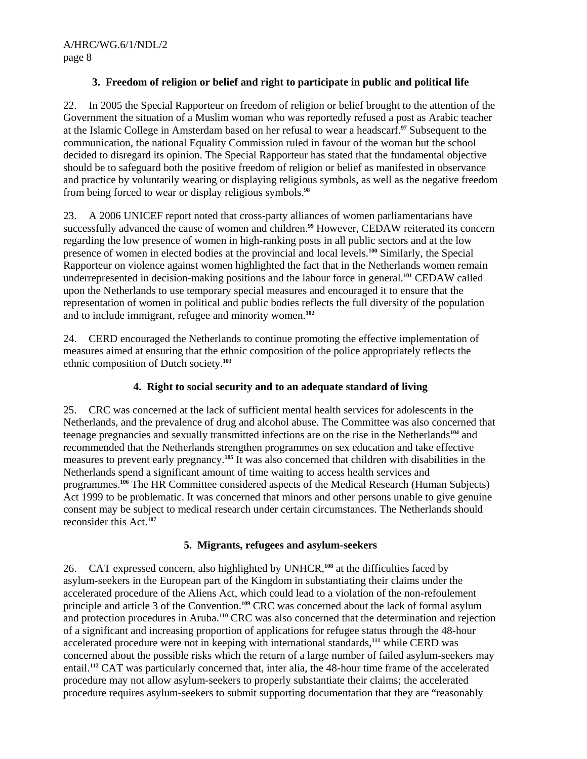### 3. Freedom of religion or belief and right to participate in public and political life

22. In 2005 the Special Rapporteur on freedom of religion or belief brought to the attention of the Government the situation of a Muslim woman who was reportedly refused a post as Arabic teacher at the Islamic College in Amsterdam based on her refusal to wear a headscarf.[97] Subsequent to the communication, the national Equality Commission ruled in favour of the woman but the school decided to disregard its opinion. The Special Rapporteur has stated that the fundamental objective should be to safeguard both the positive freedom of religion or belief as manifested in observance and practice by voluntarily wearing or displaying religious symbols, as well as the negative freedom from being forced to wear or display religious symbols.[98]

23. A 2006 UNICEF report noted that cross-party alliances of women parliamentarians have successfully advanced the cause of women and children.[99] However, CEDAW reiterated its concern regarding the low presence of women in high-ranking posts in all public sectors and at the low presence of women in elected bodies at the provincial and local levels.[100] Similarly, the Special Rapporteur on violence against women highlighted the fact that in the Netherlands women remain underrepresented in decision-making positions and the labour force in general.[101] CEDAW called upon the Netherlands to use temporary special measures and encouraged it to ensure that the representation of women in political and public bodies reflects the full diversity of the population and to include immigrant, refugee and minority women.[102]

24. CERD encouraged the Netherlands to continue promoting the effective implementation of measures aimed at ensuring that the ethnic composition of the police appropriately reflects the ethnic composition of Dutch society.[103]

### 4. Right to social security and to an adequate standard of living

25. CRC was concerned at the lack of sufficient mental health services for adolescents in the Netherlands, and the prevalence of drug and alcohol abuse. The Committee was also concerned that teenage pregnancies and sexually transmitted infections are on the rise in the Netherlands[104] and recommended that the Netherlands strengthen programmes on sex education and take effective measures to prevent early pregnancy.[105] It was also concerned that children with disabilities in the Netherlands spend a significant amount of time waiting to access health services and programmes.[106] The HR Committee considered aspects of the Medical Research (Human Subjects) Act 1999 to be problematic. It was concerned that minors and other persons unable to give genuine consent may be subject to medical research under certain circumstances. The Netherlands should reconsider this Act.[107]

### 5. Migrants, refugees and asylum-seekers

26. CAT expressed concern, also highlighted by UNHCR,[108] at the difficulties faced by asylum-seekers in the European part of the Kingdom in substantiating their claims under the accelerated procedure of the Aliens Act, which could lead to a violation of the non-refoulement principle and article 3 of the Convention.[109] CRC was concerned about the lack of formal asylum and protection procedures in Aruba.[110] CRC was also concerned that the determination and rejection of a significant and increasing proportion of applications for refugee status through the 48-hour accelerated procedure were not in keeping with international standards,[111] while CERD was concerned about the possible risks which the return of a large number of failed asylum-seekers may entail.[112] CAT was particularly concerned that, inter alia, the 48-hour time frame of the accelerated procedure may not allow asylum-seekers to properly substantiate their claims; the accelerated procedure requires asylum-seekers to submit supporting documentation that they are "reasonably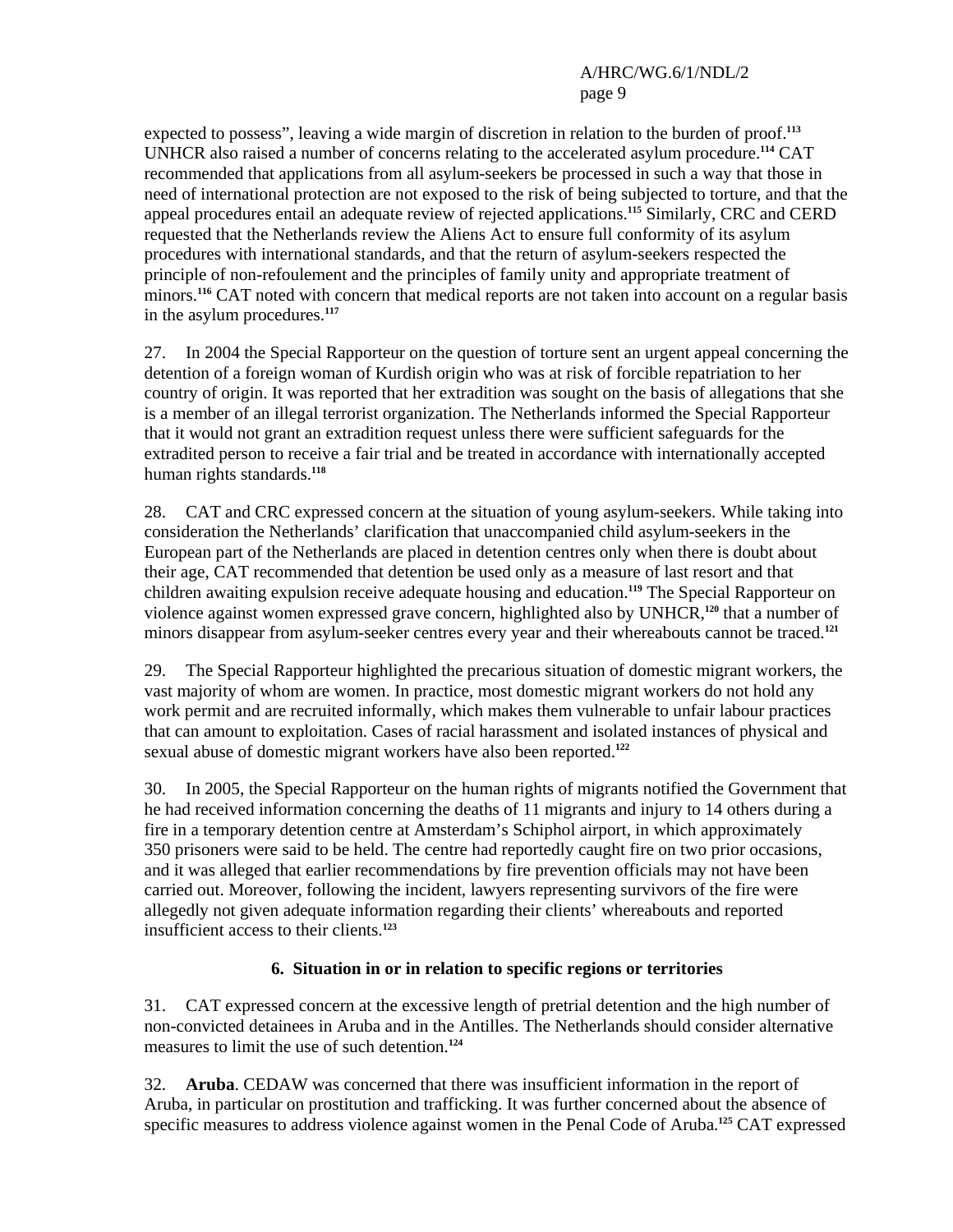expected to possess", leaving a wide margin of discretion in relation to the burden of proof.[113] UNHCR also raised a number of concerns relating to the accelerated asylum procedure.[114] CAT recommended that applications from all asylum-seekers be processed in such a way that those in need of international protection are not exposed to the risk of being subjected to torture, and that the appeal procedures entail an adequate review of rejected applications.[115] Similarly, CRC and CERD requested that the Netherlands review the Aliens Act to ensure full conformity of its asylum procedures with international standards, and that the return of asylum-seekers respected the principle of non-refoulement and the principles of family unity and appropriate treatment of minors.[116] CAT noted with concern that medical reports are not taken into account on a regular basis in the asylum procedures.[117]

27. In 2004 the Special Rapporteur on the question of torture sent an urgent appeal concerning the detention of a foreign woman of Kurdish origin who was at risk of forcible repatriation to her country of origin. It was reported that her extradition was sought on the basis of allegations that she is a member of an illegal terrorist organization. The Netherlands informed the Special Rapporteur that it would not grant an extradition request unless there were sufficient safeguards for the extradited person to receive a fair trial and be treated in accordance with internationally accepted human rights standards.[118]

28. CAT and CRC expressed concern at the situation of young asylum-seekers. While taking into consideration the Netherlands' clarification that unaccompanied child asylum-seekers in the European part of the Netherlands are placed in detention centres only when there is doubt about their age, CAT recommended that detention be used only as a measure of last resort and that children awaiting expulsion receive adequate housing and education.[119] The Special Rapporteur on violence against women expressed grave concern, highlighted also by UNHCR,[120] that a number of minors disappear from asylum-seeker centres every year and their whereabouts cannot be traced.[121]

29. The Special Rapporteur highlighted the precarious situation of domestic migrant workers, the vast majority of whom are women. In practice, most domestic migrant workers do not hold any work permit and are recruited informally, which makes them vulnerable to unfair labour practices that can amount to exploitation. Cases of racial harassment and isolated instances of physical and sexual abuse of domestic migrant workers have also been reported.[122]

30. In 2005, the Special Rapporteur on the human rights of migrants notified the Government that he had received information concerning the deaths of 11 migrants and injury to 14 others during a fire in a temporary detention centre at Amsterdam's Schiphol airport, in which approximately 350 prisoners were said to be held. The centre had reportedly caught fire on two prior occasions, and it was alleged that earlier recommendations by fire prevention officials may not have been carried out. Moreover, following the incident, lawyers representing survivors of the fire were allegedly not given adequate information regarding their clients' whereabouts and reported insufficient access to their clients.[123]

### 6. Situation in or in relation to specific regions or territories

31. CAT expressed concern at the excessive length of pretrial detention and the high number of non-convicted detainees in Aruba and in the Antilles. The Netherlands should consider alternative measures to limit the use of such detention.[124]

32. **Aruba**. CEDAW was concerned that there was insufficient information in the report of Aruba, in particular on prostitution and trafficking. It was further concerned about the absence of specific measures to address violence against women in the Penal Code of Aruba.[125] CAT expressed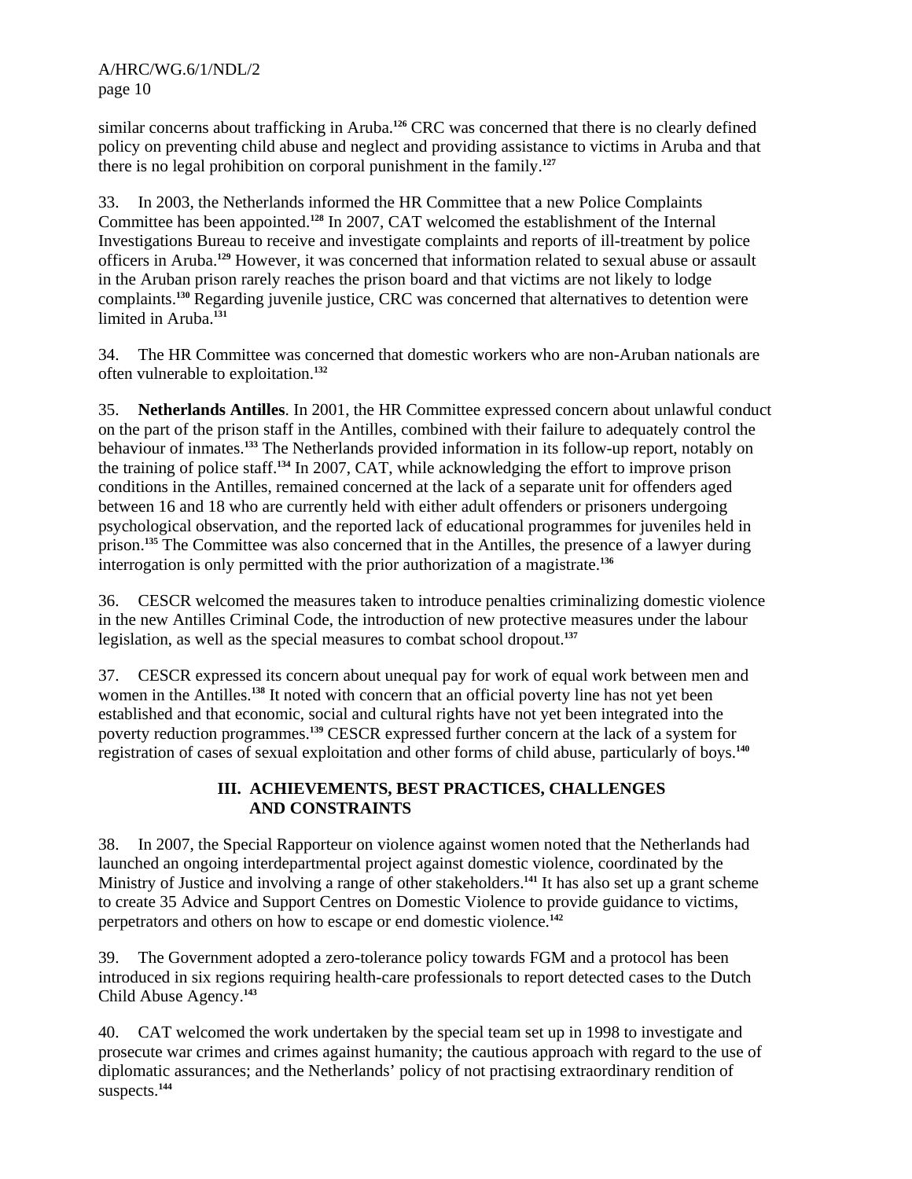similar concerns about trafficking in Aruba.[126] CRC was concerned that there is no clearly defined policy on preventing child abuse and neglect and providing assistance to victims in Aruba and that there is no legal prohibition on corporal punishment in the family.[127]

33. In 2003, the Netherlands informed the HR Committee that a new Police Complaints Committee has been appointed.[128] In 2007, CAT welcomed the establishment of the Internal Investigations Bureau to receive and investigate complaints and reports of ill-treatment by police officers in Aruba.[129] However, it was concerned that information related to sexual abuse or assault in the Aruban prison rarely reaches the prison board and that victims are not likely to lodge complaints.[130] Regarding juvenile justice, CRC was concerned that alternatives to detention were limited in Aruba.[131]

34. The HR Committee was concerned that domestic workers who are non-Aruban nationals are often vulnerable to exploitation.[132]

35. **Netherlands Antilles**. In 2001, the HR Committee expressed concern about unlawful conduct on the part of the prison staff in the Antilles, combined with their failure to adequately control the behaviour of inmates.[133] The Netherlands provided information in its follow-up report, notably on the training of police staff.[134] In 2007, CAT, while acknowledging the effort to improve prison conditions in the Antilles, remained concerned at the lack of a separate unit for offenders aged between 16 and 18 who are currently held with either adult offenders or prisoners undergoing psychological observation, and the reported lack of educational programmes for juveniles held in prison.[135] The Committee was also concerned that in the Antilles, the presence of a lawyer during interrogation is only permitted with the prior authorization of a magistrate.[136]

36. CESCR welcomed the measures taken to introduce penalties criminalizing domestic violence in the new Antilles Criminal Code, the introduction of new protective measures under the labour legislation, as well as the special measures to combat school dropout.[137]

37. CESCR expressed its concern about unequal pay for work of equal work between men and women in the Antilles.[138] It noted with concern that an official poverty line has not yet been established and that economic, social and cultural rights have not yet been integrated into the poverty reduction programmes.[139] CESCR expressed further concern at the lack of a system for registration of cases of sexual exploitation and other forms of child abuse, particularly of boys.[140]

## III. ACHIEVEMENTS, BEST PRACTICES, CHALLENGES AND CONSTRAINTS

38. In 2007, the Special Rapporteur on violence against women noted that the Netherlands had launched an ongoing interdepartmental project against domestic violence, coordinated by the Ministry of Justice and involving a range of other stakeholders.[141] It has also set up a grant scheme to create 35 Advice and Support Centres on Domestic Violence to provide guidance to victims, perpetrators and others on how to escape or end domestic violence.[142]

39. The Government adopted a zero-tolerance policy towards FGM and a protocol has been introduced in six regions requiring health-care professionals to report detected cases to the Dutch Child Abuse Agency.[143]

40. CAT welcomed the work undertaken by the special team set up in 1998 to investigate and prosecute war crimes and crimes against humanity; the cautious approach with regard to the use of diplomatic assurances; and the Netherlands' policy of not practising extraordinary rendition of suspects.[144]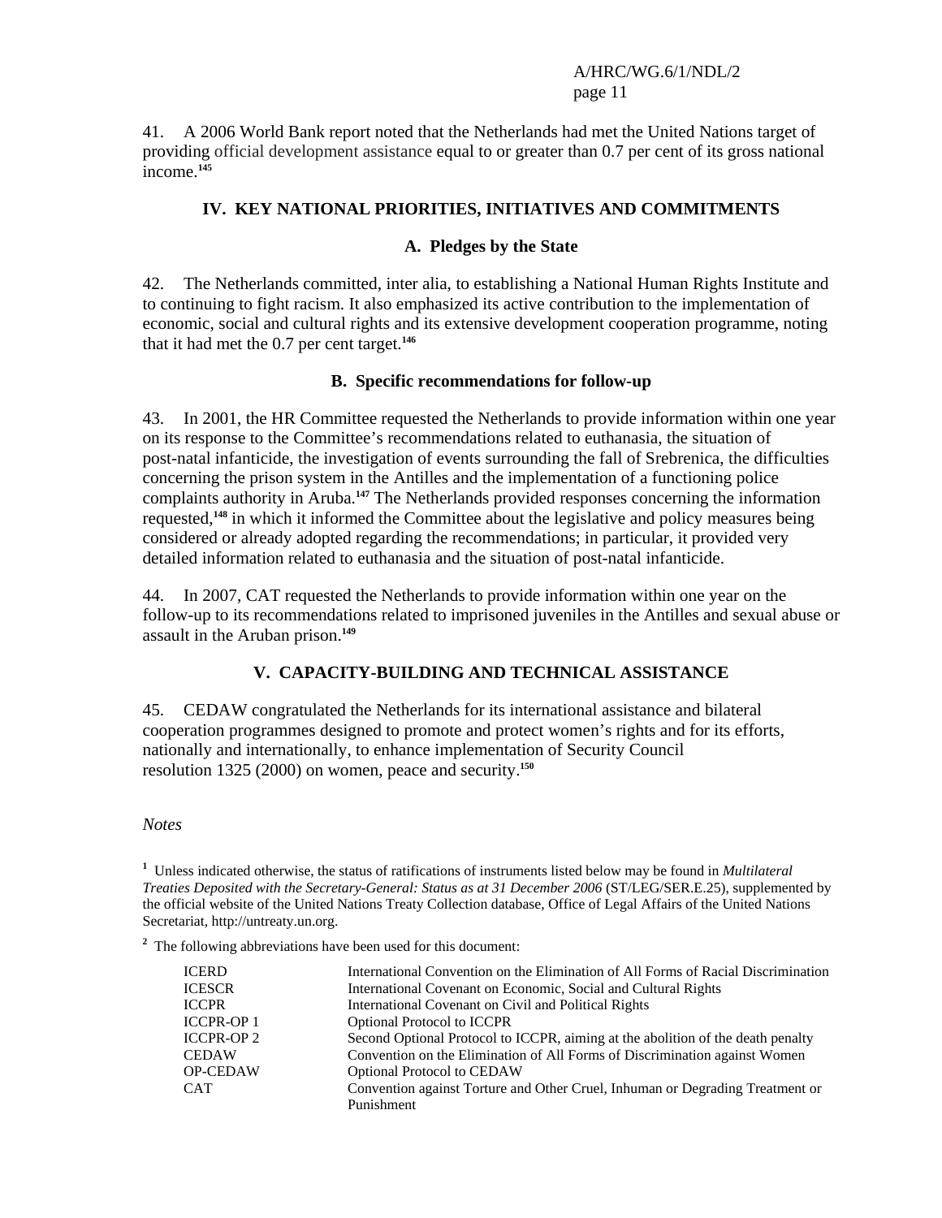41. A 2006 World Bank report noted that the Netherlands had met the United Nations target of providing official development assistance equal to or greater than 0.7 per cent of its gross national income.[145]

## IV. KEY NATIONAL PRIORITIES, INITIATIVES AND COMMITMENTS

### A. Pledges by the State

42. The Netherlands committed, inter alia, to establishing a National Human Rights Institute and to continuing to fight racism. It also emphasized its active contribution to the implementation of economic, social and cultural rights and its extensive development cooperation programme, noting that it had met the 0.7 per cent target.[146]

### B. Specific recommendations for follow-up

43. In 2001, the HR Committee requested the Netherlands to provide information within one year on its response to the Committee's recommendations related to euthanasia, the situation of post-natal infanticide, the investigation of events surrounding the fall of Srebrenica, the difficulties concerning the prison system in the Antilles and the implementation of a functioning police complaints authority in Aruba.[147] The Netherlands provided responses concerning the information requested,[148] in which it informed the Committee about the legislative and policy measures being considered or already adopted regarding the recommendations; in particular, it provided very detailed information related to euthanasia and the situation of post-natal infanticide.

44. In 2007, CAT requested the Netherlands to provide information within one year on the follow-up to its recommendations related to imprisoned juveniles in the Antilles and sexual abuse or assault in the Aruban prison.[149]

## V. CAPACITY-BUILDING AND TECHNICAL ASSISTANCE

45. CEDAW congratulated the Netherlands for its international assistance and bilateral cooperation programmes designed to promote and protect women's rights and for its efforts, nationally and internationally, to enhance implementation of Security Council resolution 1325 (2000) on women, peace and security.[150]

*Notes*

[1] Unless indicated otherwise, the status of ratifications of instruments listed below may be found in *Multilateral Treaties Deposited with the Secretary-General: Status as at 31 December 2006* (ST/LEG/SER.E.25), supplemented by the official website of the United Nations Treaty Collection database, Office of Legal Affairs of the United Nations Secretariat, http://untreaty.un.org.

[2] The following abbreviations have been used for this document:

| | |
|---|---|
| ICERD | International Convention on the Elimination of All Forms of Racial Discrimination |
| ICESCR | International Covenant on Economic, Social and Cultural Rights |
| ICCPR | International Covenant on Civil and Political Rights |
| ICCPR-OP 1 | Optional Protocol to ICCPR |
| ICCPR-OP 2 | Second Optional Protocol to ICCPR, aiming at the abolition of the death penalty |
| CEDAW | Convention on the Elimination of All Forms of Discrimination against Women |
| OP-CEDAW | Optional Protocol to CEDAW |
| CAT | Convention against Torture and Other Cruel, Inhuman or Degrading Treatment or Punishment |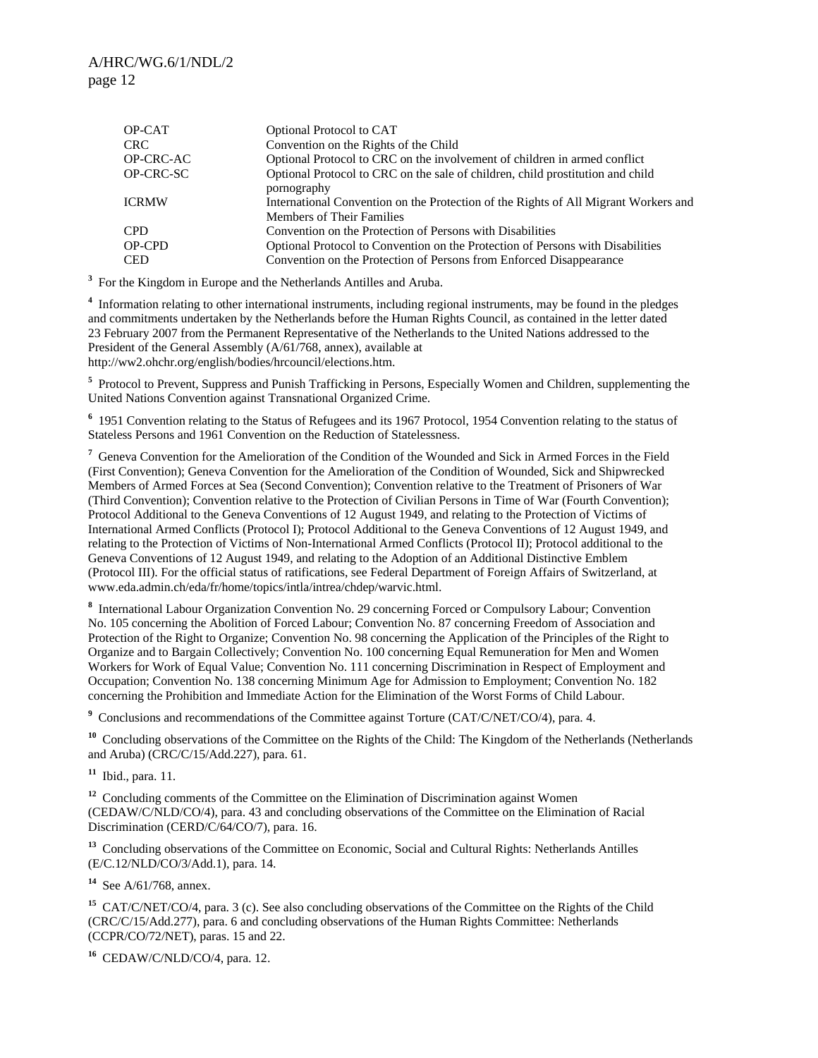| | |
|---|---|
| OP-CAT | Optional Protocol to CAT |
| CRC | Convention on the Rights of the Child |
| OP-CRC-AC | Optional Protocol to CRC on the involvement of children in armed conflict |
| OP-CRC-SC | Optional Protocol to CRC on the sale of children, child prostitution and child pornography |
| ICRMW | International Convention on the Protection of the Rights of All Migrant Workers and Members of Their Families |
| CPD | Convention on the Protection of Persons with Disabilities |
| OP-CPD | Optional Protocol to Convention on the Protection of Persons with Disabilities |
| CED | Convention on the Protection of Persons from Enforced Disappearance |

[3] For the Kingdom in Europe and the Netherlands Antilles and Aruba.

[4] Information relating to other international instruments, including regional instruments, may be found in the pledges and commitments undertaken by the Netherlands before the Human Rights Council, as contained in the letter dated 23 February 2007 from the Permanent Representative of the Netherlands to the United Nations addressed to the President of the General Assembly (A/61/768, annex), available at http://ww2.ohchr.org/english/bodies/hrcouncil/elections.htm.

[5] Protocol to Prevent, Suppress and Punish Trafficking in Persons, Especially Women and Children, supplementing the United Nations Convention against Transnational Organized Crime.

[6] 1951 Convention relating to the Status of Refugees and its 1967 Protocol, 1954 Convention relating to the status of Stateless Persons and 1961 Convention on the Reduction of Statelessness.

[7] Geneva Convention for the Amelioration of the Condition of the Wounded and Sick in Armed Forces in the Field (First Convention); Geneva Convention for the Amelioration of the Condition of Wounded, Sick and Shipwrecked Members of Armed Forces at Sea (Second Convention); Convention relative to the Treatment of Prisoners of War (Third Convention); Convention relative to the Protection of Civilian Persons in Time of War (Fourth Convention); Protocol Additional to the Geneva Conventions of 12 August 1949, and relating to the Protection of Victims of International Armed Conflicts (Protocol I); Protocol Additional to the Geneva Conventions of 12 August 1949, and relating to the Protection of Victims of Non-International Armed Conflicts (Protocol II); Protocol additional to the Geneva Conventions of 12 August 1949, and relating to the Adoption of an Additional Distinctive Emblem (Protocol III). For the official status of ratifications, see Federal Department of Foreign Affairs of Switzerland, at www.eda.admin.ch/eda/fr/home/topics/intla/intrea/chdep/warvic.html.

[8] International Labour Organization Convention No. 29 concerning Forced or Compulsory Labour; Convention No. 105 concerning the Abolition of Forced Labour; Convention No. 87 concerning Freedom of Association and Protection of the Right to Organize; Convention No. 98 concerning the Application of the Principles of the Right to Organize and to Bargain Collectively; Convention No. 100 concerning Equal Remuneration for Men and Women Workers for Work of Equal Value; Convention No. 111 concerning Discrimination in Respect of Employment and Occupation; Convention No. 138 concerning Minimum Age for Admission to Employment; Convention No. 182 concerning the Prohibition and Immediate Action for the Elimination of the Worst Forms of Child Labour.

[9] Conclusions and recommendations of the Committee against Torture (CAT/C/NET/CO/4), para. 4.

[10] Concluding observations of the Committee on the Rights of the Child: The Kingdom of the Netherlands (Netherlands and Aruba) (CRC/C/15/Add.227), para. 61.

[11] Ibid., para. 11.

[12] Concluding comments of the Committee on the Elimination of Discrimination against Women (CEDAW/C/NLD/CO/4), para. 43 and concluding observations of the Committee on the Elimination of Racial Discrimination (CERD/C/64/CO/7), para. 16.

[13] Concluding observations of the Committee on Economic, Social and Cultural Rights: Netherlands Antilles (E/C.12/NLD/CO/3/Add.1), para. 14.

[14] See A/61/768, annex.

[15] CAT/C/NET/CO/4, para. 3 (c). See also concluding observations of the Committee on the Rights of the Child (CRC/C/15/Add.277), para. 6 and concluding observations of the Human Rights Committee: Netherlands (CCPR/CO/72/NET), paras. 15 and 22.

[16] CEDAW/C/NLD/CO/4, para. 12.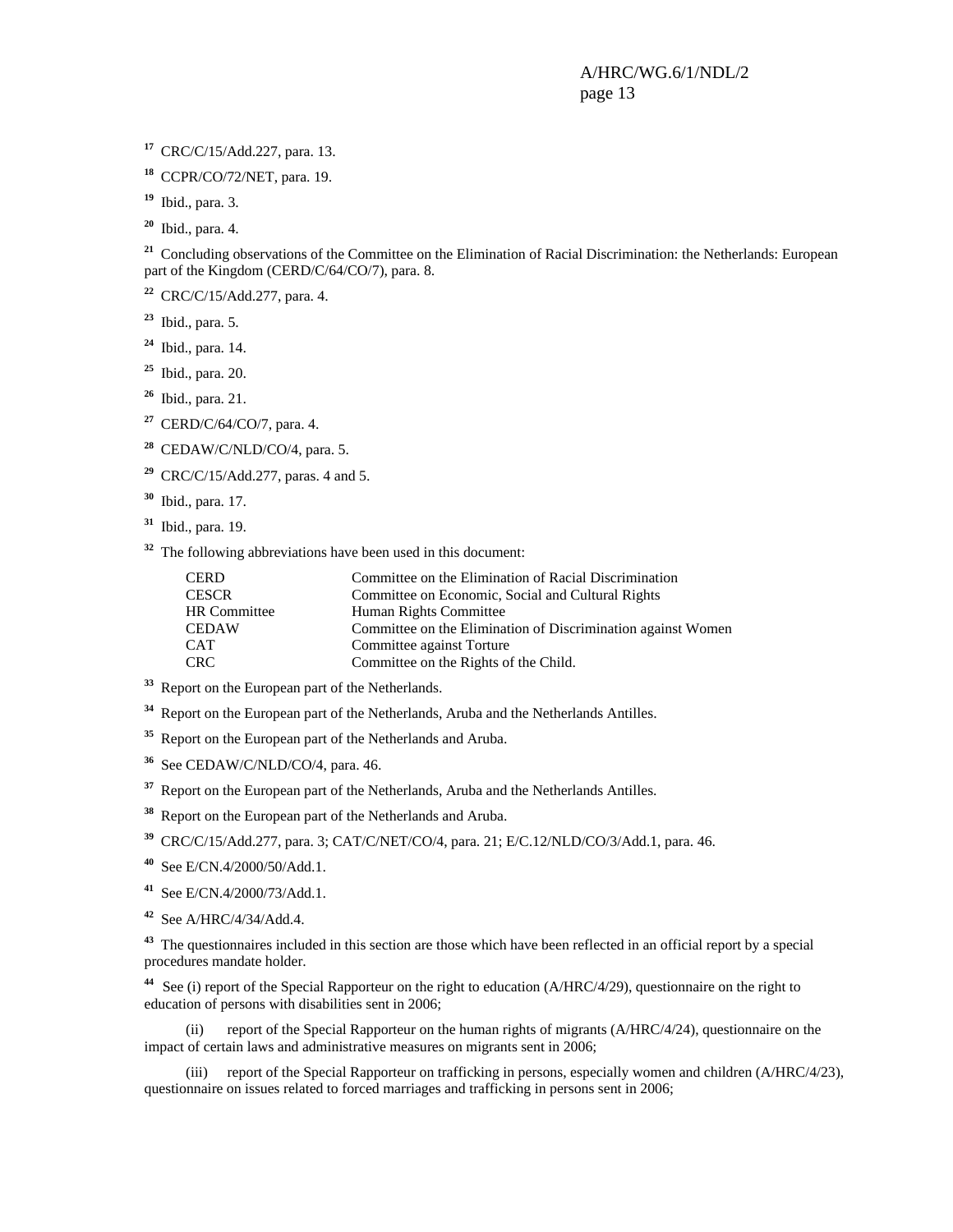[17] CRC/C/15/Add.227, para. 13.

[18] CCPR/CO/72/NET, para. 19.

[19] Ibid., para. 3.

[20] Ibid., para. 4.

[21] Concluding observations of the Committee on the Elimination of Racial Discrimination: the Netherlands: European part of the Kingdom (CERD/C/64/CO/7), para. 8.

[22] CRC/C/15/Add.277, para. 4.

[23] Ibid., para. 5.

[24] Ibid., para. 14.

[25] Ibid., para. 20.

[26] Ibid., para. 21.

[27] CERD/C/64/CO/7, para. 4.

[28] CEDAW/C/NLD/CO/4, para. 5.

[29] CRC/C/15/Add.277, paras. 4 and 5.

[30] Ibid., para. 17.

[31] Ibid., para. 19.

[32] The following abbreviations have been used in this document:

| | |
|---|---|
| CERD | Committee on the Elimination of Racial Discrimination |
| CESCR | Committee on Economic, Social and Cultural Rights |
| HR Committee | Human Rights Committee |
| CEDAW | Committee on the Elimination of Discrimination against Women |
| CAT | Committee against Torture |
| CRC | Committee on the Rights of the Child. |

[33] Report on the European part of the Netherlands.

[34] Report on the European part of the Netherlands, Aruba and the Netherlands Antilles.

[35] Report on the European part of the Netherlands and Aruba.

[36] See CEDAW/C/NLD/CO/4, para. 46.

[37] Report on the European part of the Netherlands, Aruba and the Netherlands Antilles.

[38] Report on the European part of the Netherlands and Aruba.

[39] CRC/C/15/Add.277, para. 3; CAT/C/NET/CO/4, para. 21; E/C.12/NLD/CO/3/Add.1, para. 46.

[40] See E/CN.4/2000/50/Add.1.

[41] See E/CN.4/2000/73/Add.1.

[42] See A/HRC/4/34/Add.4.

[43] The questionnaires included in this section are those which have been reflected in an official report by a special procedures mandate holder.

[44] See (i) report of the Special Rapporteur on the right to education (A/HRC/4/29), questionnaire on the right to education of persons with disabilities sent in 2006;

(ii) report of the Special Rapporteur on the human rights of migrants (A/HRC/4/24), questionnaire on the impact of certain laws and administrative measures on migrants sent in 2006;

(iii) report of the Special Rapporteur on trafficking in persons, especially women and children (A/HRC/4/23), questionnaire on issues related to forced marriages and trafficking in persons sent in 2006;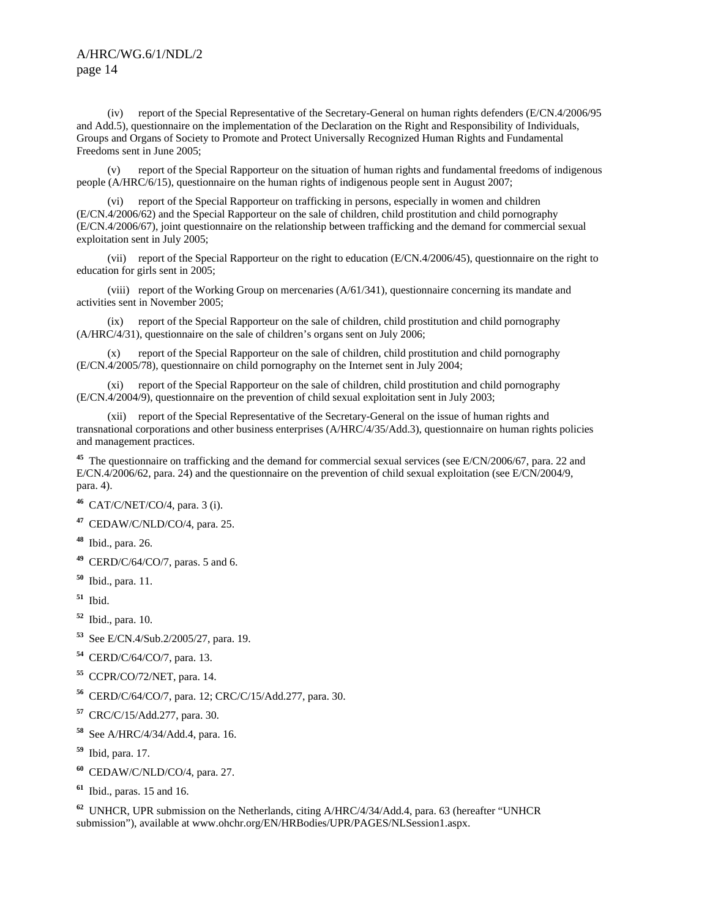(iv) report of the Special Representative of the Secretary-General on human rights defenders (E/CN.4/2006/95 and Add.5), questionnaire on the implementation of the Declaration on the Right and Responsibility of Individuals, Groups and Organs of Society to Promote and Protect Universally Recognized Human Rights and Fundamental Freedoms sent in June 2005;

(v) report of the Special Rapporteur on the situation of human rights and fundamental freedoms of indigenous people (A/HRC/6/15), questionnaire on the human rights of indigenous people sent in August 2007;

(vi) report of the Special Rapporteur on trafficking in persons, especially in women and children (E/CN.4/2006/62) and the Special Rapporteur on the sale of children, child prostitution and child pornography (E/CN.4/2006/67), joint questionnaire on the relationship between trafficking and the demand for commercial sexual exploitation sent in July 2005;

(vii) report of the Special Rapporteur on the right to education (E/CN.4/2006/45), questionnaire on the right to education for girls sent in 2005;

(viii) report of the Working Group on mercenaries (A/61/341), questionnaire concerning its mandate and activities sent in November 2005;

(ix) report of the Special Rapporteur on the sale of children, child prostitution and child pornography (A/HRC/4/31), questionnaire on the sale of children's organs sent on July 2006;

(x) report of the Special Rapporteur on the sale of children, child prostitution and child pornography (E/CN.4/2005/78), questionnaire on child pornography on the Internet sent in July 2004;

(xi) report of the Special Rapporteur on the sale of children, child prostitution and child pornography (E/CN.4/2004/9), questionnaire on the prevention of child sexual exploitation sent in July 2003;

(xii) report of the Special Representative of the Secretary-General on the issue of human rights and transnational corporations and other business enterprises (A/HRC/4/35/Add.3), questionnaire on human rights policies and management practices.

[45] The questionnaire on trafficking and the demand for commercial sexual services (see E/CN/2006/67, para. 22 and E/CN.4/2006/62, para. 24) and the questionnaire on the prevention of child sexual exploitation (see E/CN/2004/9, para. 4).

[46] CAT/C/NET/CO/4, para. 3 (i).

[47] CEDAW/C/NLD/CO/4, para. 25.

[48] Ibid., para. 26.

[49] CERD/C/64/CO/7, paras. 5 and 6.

[50] Ibid., para. 11.

[51] Ibid.

[52] Ibid., para. 10.

[53] See E/CN.4/Sub.2/2005/27, para. 19.

[54] CERD/C/64/CO/7, para. 13.

[55] CCPR/CO/72/NET, para. 14.

[56] CERD/C/64/CO/7, para. 12; CRC/C/15/Add.277, para. 30.

[57] CRC/C/15/Add.277, para. 30.

[58] See A/HRC/4/34/Add.4, para. 16.

[59] Ibid, para. 17.

[60] CEDAW/C/NLD/CO/4, para. 27.

[61] Ibid., paras. 15 and 16.

[62] UNHCR, UPR submission on the Netherlands, citing A/HRC/4/34/Add.4, para. 63 (hereafter "UNHCR submission"), available at www.ohchr.org/EN/HRBodies/UPR/PAGES/NLSession1.aspx.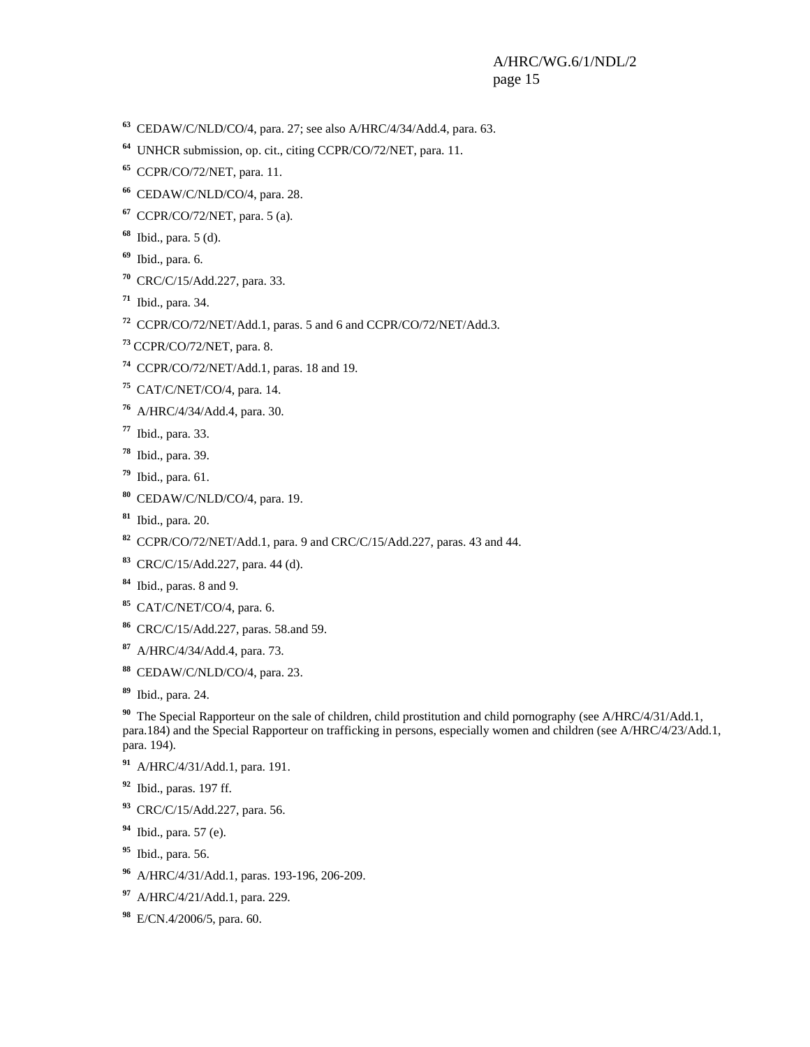[63] CEDAW/C/NLD/CO/4, para. 27; see also A/HRC/4/34/Add.4, para. 63.

[64] UNHCR submission, op. cit., citing CCPR/CO/72/NET, para. 11.

[65] CCPR/CO/72/NET, para. 11.

[66] CEDAW/C/NLD/CO/4, para. 28.

[67] CCPR/CO/72/NET, para. 5 (a).

[68] Ibid., para. 5 (d).

[69] Ibid., para. 6.

[70] CRC/C/15/Add.227, para. 33.

[71] Ibid., para. 34.

[72] CCPR/CO/72/NET/Add.1, paras. 5 and 6 and CCPR/CO/72/NET/Add.3.

[73] CCPR/CO/72/NET, para. 8.

[74] CCPR/CO/72/NET/Add.1, paras. 18 and 19.

[75] CAT/C/NET/CO/4, para. 14.

[76] A/HRC/4/34/Add.4, para. 30.

[77] Ibid., para. 33.

[78] Ibid., para. 39.

[79] Ibid., para. 61.

[80] CEDAW/C/NLD/CO/4, para. 19.

[81] Ibid., para. 20.

[82] CCPR/CO/72/NET/Add.1, para. 9 and CRC/C/15/Add.227, paras. 43 and 44.

[83] CRC/C/15/Add.227, para. 44 (d).

[84] Ibid., paras. 8 and 9.

[85] CAT/C/NET/CO/4, para. 6.

[86] CRC/C/15/Add.227, paras. 58.and 59.

[87] A/HRC/4/34/Add.4, para. 73.

[88] CEDAW/C/NLD/CO/4, para. 23.

[89] Ibid., para. 24.

[90] The Special Rapporteur on the sale of children, child prostitution and child pornography (see A/HRC/4/31/Add.1, para.184) and the Special Rapporteur on trafficking in persons, especially women and children (see A/HRC/4/23/Add.1, para. 194).

[91] A/HRC/4/31/Add.1, para. 191.

[92] Ibid., paras. 197 ff.

[93] CRC/C/15/Add.227, para. 56.

[94] Ibid., para. 57 (e).

[95] Ibid., para. 56.

[96] A/HRC/4/31/Add.1, paras. 193-196, 206-209.

[97] A/HRC/4/21/Add.1, para. 229.

[98] E/CN.4/2006/5, para. 60.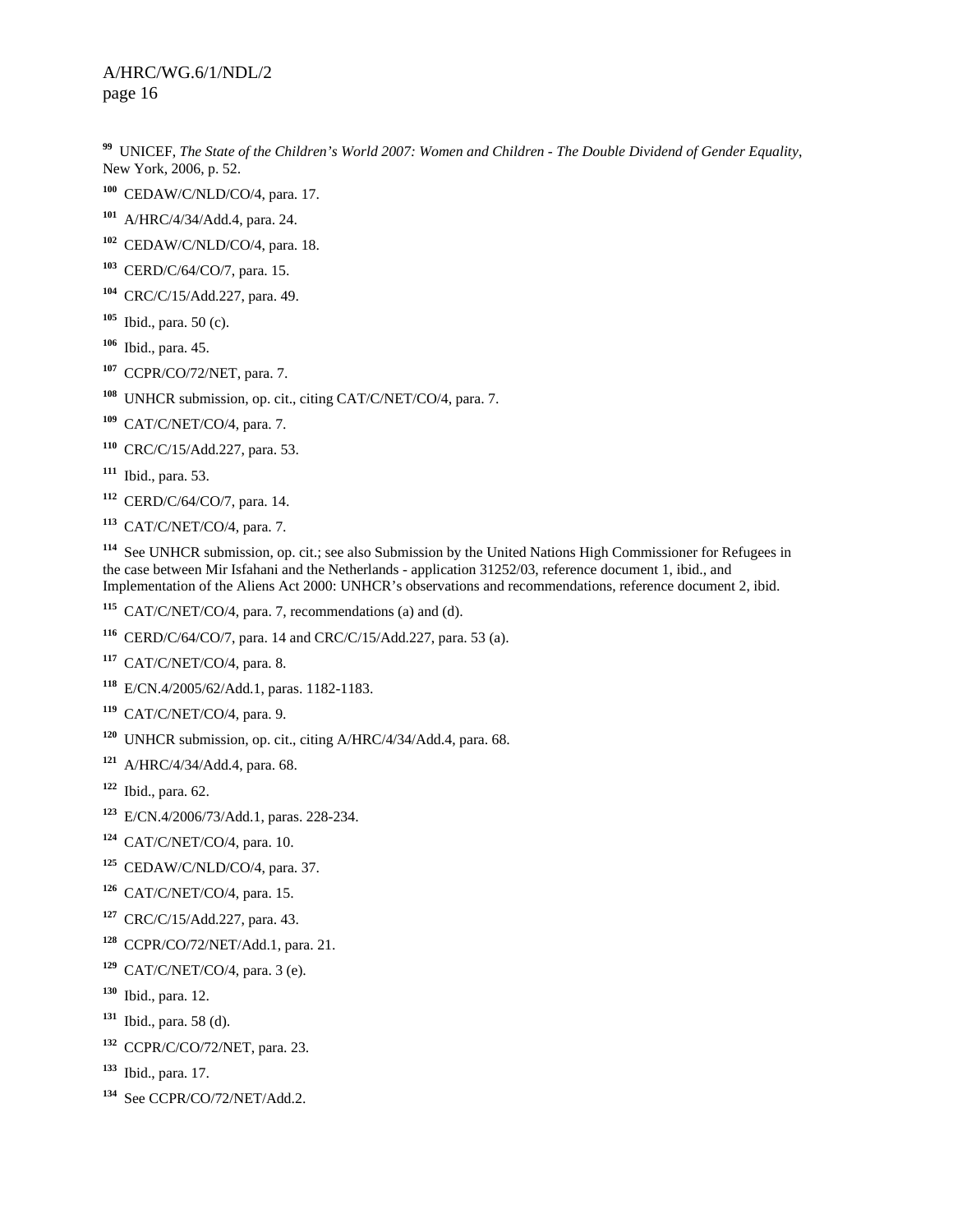[99] UNICEF, *The State of the Children's World 2007: Women and Children - The Double Dividend of Gender Equality*, New York, 2006, p. 52.

[100] CEDAW/C/NLD/CO/4, para. 17.

[101] A/HRC/4/34/Add.4, para. 24.

[102] CEDAW/C/NLD/CO/4, para. 18.

[103] CERD/C/64/CO/7, para. 15.

[104] CRC/C/15/Add.227, para. 49.

[105] Ibid., para. 50 (c).

[106] Ibid., para. 45.

[107] CCPR/CO/72/NET, para. 7.

[108] UNHCR submission, op. cit., citing CAT/C/NET/CO/4, para. 7.

[109] CAT/C/NET/CO/4, para. 7.

[110] CRC/C/15/Add.227, para. 53.

[111] Ibid., para. 53.

[112] CERD/C/64/CO/7, para. 14.

[113] CAT/C/NET/CO/4, para. 7.

[114] See UNHCR submission, op. cit.; see also Submission by the United Nations High Commissioner for Refugees in the case between Mir Isfahani and the Netherlands - application 31252/03, reference document 1, ibid., and Implementation of the Aliens Act 2000: UNHCR's observations and recommendations, reference document 2, ibid.

[115] CAT/C/NET/CO/4, para. 7, recommendations (a) and (d).

[116] CERD/C/64/CO/7, para. 14 and CRC/C/15/Add.227, para. 53 (a).

[117] CAT/C/NET/CO/4, para. 8.

[118] E/CN.4/2005/62/Add.1, paras. 1182-1183.

[119] CAT/C/NET/CO/4, para. 9.

[120] UNHCR submission, op. cit., citing A/HRC/4/34/Add.4, para. 68.

[121] A/HRC/4/34/Add.4, para. 68.

[122] Ibid., para. 62.

[123] E/CN.4/2006/73/Add.1, paras. 228-234.

[124] CAT/C/NET/CO/4, para. 10.

[125] CEDAW/C/NLD/CO/4, para. 37.

[126] CAT/C/NET/CO/4, para. 15.

[127] CRC/C/15/Add.227, para. 43.

[128] CCPR/CO/72/NET/Add.1, para. 21.

[129] CAT/C/NET/CO/4, para. 3 (e).

[130] Ibid., para. 12.

[131] Ibid., para. 58 (d).

[132] CCPR/C/CO/72/NET, para. 23.

[133] Ibid., para. 17.

[134] See CCPR/CO/72/NET/Add.2.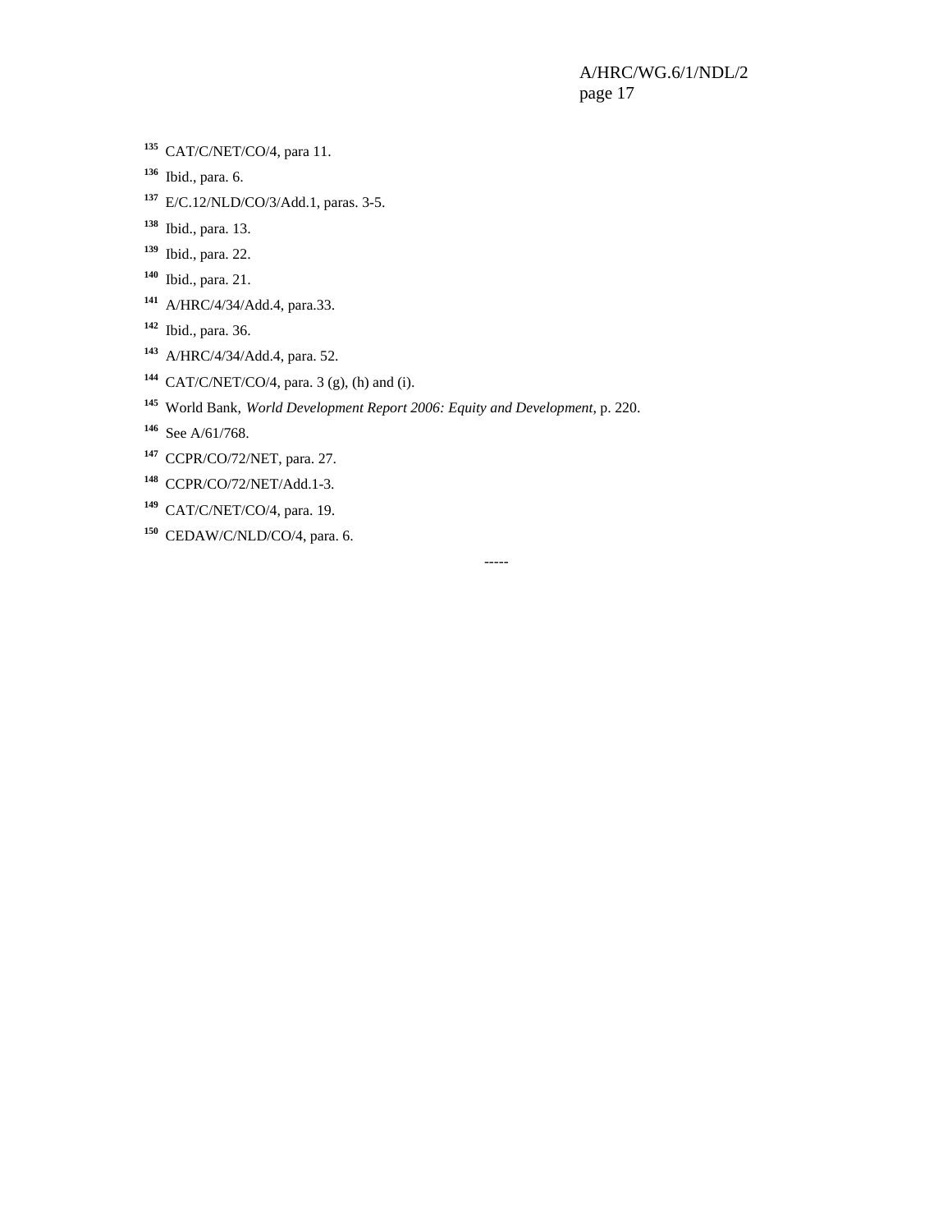[135] CAT/C/NET/CO/4, para 11.

[136] Ibid., para. 6.

[137] E/C.12/NLD/CO/3/Add.1, paras. 3-5.

[138] Ibid., para. 13.

[139] Ibid., para. 22.

[140] Ibid., para. 21.

[141] A/HRC/4/34/Add.4, para.33.

[142] Ibid., para. 36.

[143] A/HRC/4/34/Add.4, para. 52.

[144] CAT/C/NET/CO/4, para. 3 (g), (h) and (i).

[145] World Bank, *World Development Report 2006: Equity and Development*, p. 220.

[146] See A/61/768.

[147] CCPR/CO/72/NET, para. 27.

[148] CCPR/CO/72/NET/Add.1-3.

[149] CAT/C/NET/CO/4, para. 19.

[150] CEDAW/C/NLD/CO/4, para. 6.

-----